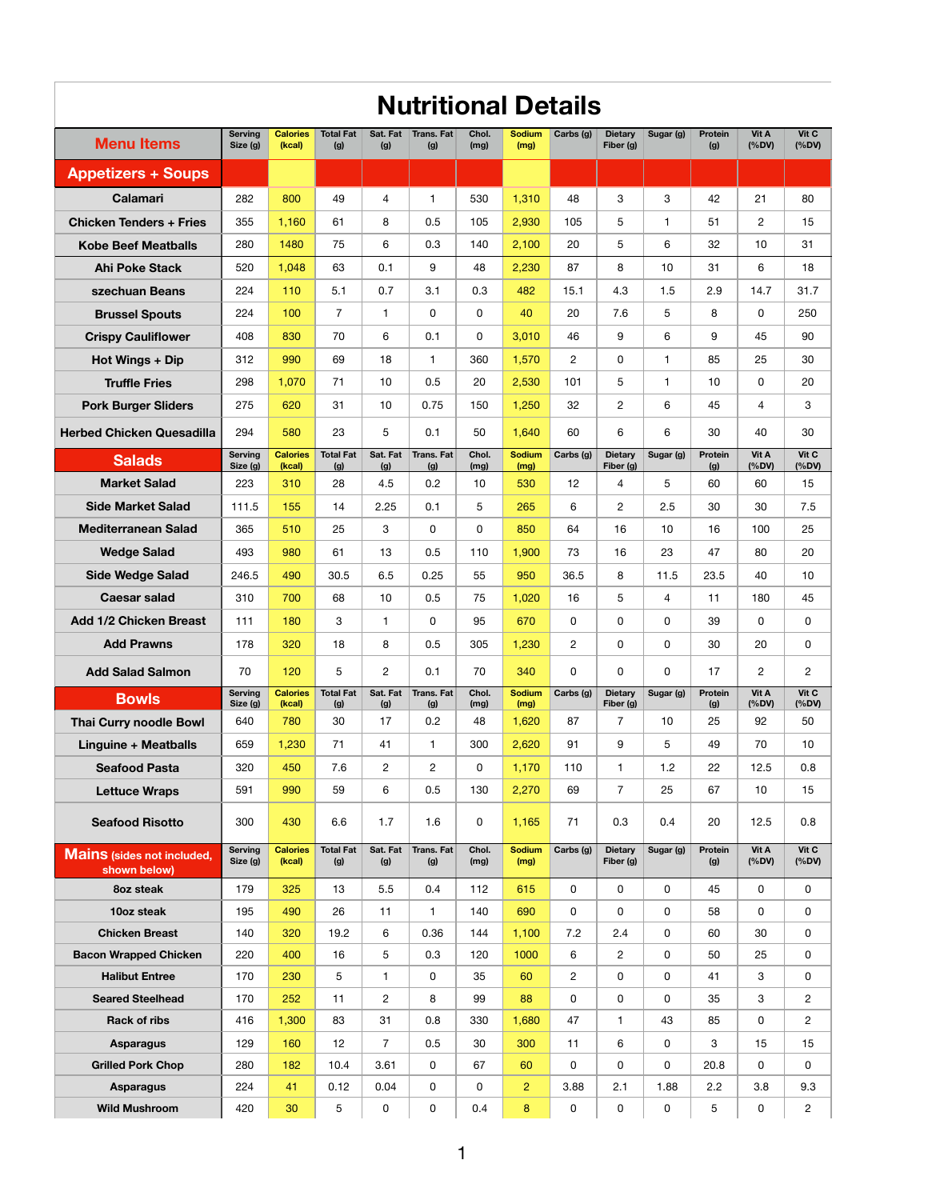# Nutritional Details

| Menu Items | Serving Size (g) | Calories (kcal) | Total Fat (g) | Sat. Fat (g) | Trans. Fat (g) | Chol. (mg) | Sodium (mg) | Carbs (g) | Dietary Fiber (g) | Sugar (g) | Protein (g) | Vit A (%DV) | Vit C (%DV) |
|---|---|---|---|---|---|---|---|---|---|---|---|---|---|
| **Appetizers + Soups** | | | | | | | | | | | | | |
| Calamari | 282 | 800 | 49 | 4 | 1 | 530 | 1,310 | 48 | 3 | 3 | 42 | 21 | 80 |
| Chicken Tenders + Fries | 355 | 1,160 | 61 | 8 | 0.5 | 105 | 2,930 | 105 | 5 | 1 | 51 | 2 | 15 |
| Kobe Beef Meatballs | 280 | 1480 | 75 | 6 | 0.3 | 140 | 2,100 | 20 | 5 | 6 | 32 | 10 | 31 |
| Ahi Poke Stack | 520 | 1,048 | 63 | 0.1 | 9 | 48 | 2,230 | 87 | 8 | 10 | 31 | 6 | 18 |
| szechuan Beans | 224 | 110 | 5.1 | 0.7 | 3.1 | 0.3 | 482 | 15.1 | 4.3 | 1.5 | 2.9 | 14.7 | 31.7 |
| Brussel Spouts | 224 | 100 | 7 | 1 | 0 | 0 | 40 | 20 | 7.6 | 5 | 8 | 0 | 250 |
| Crispy Cauliflower | 408 | 830 | 70 | 6 | 0.1 | 0 | 3,010 | 46 | 9 | 6 | 9 | 45 | 90 |
| Hot Wings + Dip | 312 | 990 | 69 | 18 | 1 | 360 | 1,570 | 2 | 0 | 1 | 85 | 25 | 30 |
| Truffle Fries | 298 | 1,070 | 71 | 10 | 0.5 | 20 | 2,530 | 101 | 5 | 1 | 10 | 0 | 20 |
| Pork Burger Sliders | 275 | 620 | 31 | 10 | 0.75 | 150 | 1,250 | 32 | 2 | 6 | 45 | 4 | 3 |
| Herbed Chicken Quesadilla | 294 | 580 | 23 | 5 | 0.1 | 50 | 1,640 | 60 | 6 | 6 | 30 | 40 | 30 |
| **Salads** | Serving Size (g) | Calories (kcal) | Total Fat (g) | Sat. Fat (g) | Trans. Fat (g) | Chol. (mg) | Sodium (mg) | Carbs (g) | Dietary Fiber (g) | Sugar (g) | Protein (g) | Vit A (%DV) | Vit C (%DV) |
| Market Salad | 223 | 310 | 28 | 4.5 | 0.2 | 10 | 530 | 12 | 4 | 5 | 60 | 60 | 15 |
| Side Market Salad | 111.5 | 155 | 14 | 2.25 | 0.1 | 5 | 265 | 6 | 2 | 2.5 | 30 | 30 | 7.5 |
| Mediterranean Salad | 365 | 510 | 25 | 3 | 0 | 0 | 850 | 64 | 16 | 10 | 16 | 100 | 25 |
| Wedge Salad | 493 | 980 | 61 | 13 | 0.5 | 110 | 1,900 | 73 | 16 | 23 | 47 | 80 | 20 |
| Side Wedge Salad | 246.5 | 490 | 30.5 | 6.5 | 0.25 | 55 | 950 | 36.5 | 8 | 11.5 | 23.5 | 40 | 10 |
| Caesar salad | 310 | 700 | 68 | 10 | 0.5 | 75 | 1,020 | 16 | 5 | 4 | 11 | 180 | 45 |
| Add 1/2 Chicken Breast | 111 | 180 | 3 | 1 | 0 | 95 | 670 | 0 | 0 | 0 | 39 | 0 | 0 |
| Add Prawns | 178 | 320 | 18 | 8 | 0.5 | 305 | 1,230 | 2 | 0 | 0 | 30 | 20 | 0 |
| Add Salad Salmon | 70 | 120 | 5 | 2 | 0.1 | 70 | 340 | 0 | 0 | 0 | 17 | 2 | 2 |
| **Bowls** | Serving Size (g) | Calories (kcal) | Total Fat (g) | Sat. Fat (g) | Trans. Fat (g) | Chol. (mg) | Sodium (mg) | Carbs (g) | Dietary Fiber (g) | Sugar (g) | Protein (g) | Vit A (%DV) | Vit C (%DV) |
| Thai Curry noodle Bowl | 640 | 780 | 30 | 17 | 0.2 | 48 | 1,620 | 87 | 7 | 10 | 25 | 92 | 50 |
| Linguine + Meatballs | 659 | 1,230 | 71 | 41 | 1 | 300 | 2,620 | 91 | 9 | 5 | 49 | 70 | 10 |
| Seafood Pasta | 320 | 450 | 7.6 | 2 | 2 | 0 | 1,170 | 110 | 1 | 1.2 | 22 | 12.5 | 0.8 |
| Lettuce Wraps | 591 | 990 | 59 | 6 | 0.5 | 130 | 2,270 | 69 | 7 | 25 | 67 | 10 | 15 |
| Seafood Risotto | 300 | 430 | 6.6 | 1.7 | 1.6 | 0 | 1,165 | 71 | 0.3 | 0.4 | 20 | 12.5 | 0.8 |
| **Mains** (sides not included, shown below) | Serving Size (g) | Calories (kcal) | Total Fat (g) | Sat. Fat (g) | Trans. Fat (g) | Chol. (mg) | Sodium (mg) | Carbs (g) | Dietary Fiber (g) | Sugar (g) | Protein (g) | Vit A (%DV) | Vit C (%DV) |
| 8oz steak | 179 | 325 | 13 | 5.5 | 0.4 | 112 | 615 | 0 | 0 | 0 | 45 | 0 | 0 |
| 10oz steak | 195 | 490 | 26 | 11 | 1 | 140 | 690 | 0 | 0 | 0 | 58 | 0 | 0 |
| Chicken Breast | 140 | 320 | 19.2 | 6 | 0.36 | 144 | 1,100 | 7.2 | 2.4 | 0 | 60 | 30 | 0 |
| Bacon Wrapped Chicken | 220 | 400 | 16 | 5 | 0.3 | 120 | 1000 | 6 | 2 | 0 | 50 | 25 | 0 |
| Halibut Entree | 170 | 230 | 5 | 1 | 0 | 35 | 60 | 2 | 0 | 0 | 41 | 3 | 0 |
| Seared Steelhead | 170 | 252 | 11 | 2 | 8 | 99 | 88 | 0 | 0 | 0 | 35 | 3 | 2 |
| Rack of ribs | 416 | 1,300 | 83 | 31 | 0.8 | 330 | 1,680 | 47 | 1 | 43 | 85 | 0 | 2 |
| Asparagus | 129 | 160 | 12 | 7 | 0.5 | 30 | 300 | 11 | 6 | 0 | 3 | 15 | 15 |
| Grilled Pork Chop | 280 | 182 | 10.4 | 3.61 | 0 | 67 | 60 | 0 | 0 | 0 | 20.8 | 0 | 0 |
| Asparagus | 224 | 41 | 0.12 | 0.04 | 0 | 0 | 2 | 3.88 | 2.1 | 1.88 | 2.2 | 3.8 | 9.3 |
| Wild Mushroom | 420 | 30 | 5 | 0 | 0 | 0.4 | 8 | 0 | 0 | 0 | 5 | 0 | 2 |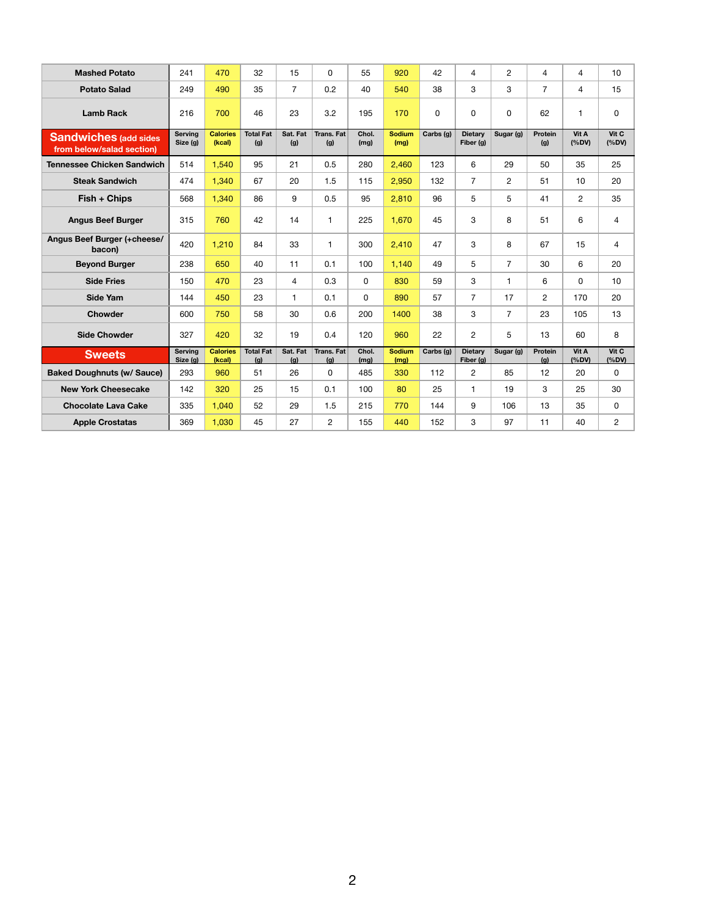| Mashed Potato | 241 | 470 | 32 | 15 | 0 | 55 | 920 | 42 | 4 | 2 | 4 | 4 | 10 |
|---|---|---|---|---|---|---|---|---|---|---|---|---|---|
| Potato Salad | 249 | 490 | 35 | 7 | 0.2 | 40 | 540 | 38 | 3 | 3 | 7 | 4 | 15 |
| Lamb Rack | 216 | 700 | 46 | 23 | 3.2 | 195 | 170 | 0 | 0 | 0 | 62 | 1 | 0 |
| **Sandwiches** (add sides from below/salad section) | Serving Size (g) | Calories (kcal) | Total Fat (g) | Sat. Fat (g) | Trans. Fat (g) | Chol. (mg) | Sodium (mg) | Carbs (g) | Dietary Fiber (g) | Sugar (g) | Protein (g) | Vit A (%DV) | Vit C (%DV) |
| Tennessee Chicken Sandwich | 514 | 1,540 | 95 | 21 | 0.5 | 280 | 2,460 | 123 | 6 | 29 | 50 | 35 | 25 |
| Steak Sandwich | 474 | 1,340 | 67 | 20 | 1.5 | 115 | 2,950 | 132 | 7 | 2 | 51 | 10 | 20 |
| Fish + Chips | 568 | 1,340 | 86 | 9 | 0.5 | 95 | 2,810 | 96 | 5 | 5 | 41 | 2 | 35 |
| Angus Beef Burger | 315 | 760 | 42 | 14 | 1 | 225 | 1,670 | 45 | 3 | 8 | 51 | 6 | 4 |
| Angus Beef Burger (+cheese/ bacon) | 420 | 1,210 | 84 | 33 | 1 | 300 | 2,410 | 47 | 3 | 8 | 67 | 15 | 4 |
| Beyond Burger | 238 | 650 | 40 | 11 | 0.1 | 100 | 1,140 | 49 | 5 | 7 | 30 | 6 | 20 |
| Side Fries | 150 | 470 | 23 | 4 | 0.3 | 0 | 830 | 59 | 3 | 1 | 6 | 0 | 10 |
| Side Yam | 144 | 450 | 23 | 1 | 0.1 | 0 | 890 | 57 | 7 | 17 | 2 | 170 | 20 |
| Chowder | 600 | 750 | 58 | 30 | 0.6 | 200 | 1400 | 38 | 3 | 7 | 23 | 105 | 13 |
| Side Chowder | 327 | 420 | 32 | 19 | 0.4 | 120 | 960 | 22 | 2 | 5 | 13 | 60 | 8 |
| **Sweets** | Serving Size (g) | Calories (kcal) | Total Fat (g) | Sat. Fat (g) | Trans. Fat (g) | Chol. (mg) | Sodium (mg) | Carbs (g) | Dietary Fiber (g) | Sugar (g) | Protein (g) | Vit A (%DV) | Vit C (%DV) |
| Baked Doughnuts (w/ Sauce) | 293 | 960 | 51 | 26 | 0 | 485 | 330 | 112 | 2 | 85 | 12 | 20 | 0 |
| New York Cheesecake | 142 | 320 | 25 | 15 | 0.1 | 100 | 80 | 25 | 1 | 19 | 3 | 25 | 30 |
| Chocolate Lava Cake | 335 | 1,040 | 52 | 29 | 1.5 | 215 | 770 | 144 | 9 | 106 | 13 | 35 | 0 |
| Apple Crostatas | 369 | 1,030 | 45 | 27 | 2 | 155 | 440 | 152 | 3 | 97 | 11 | 40 | 2 |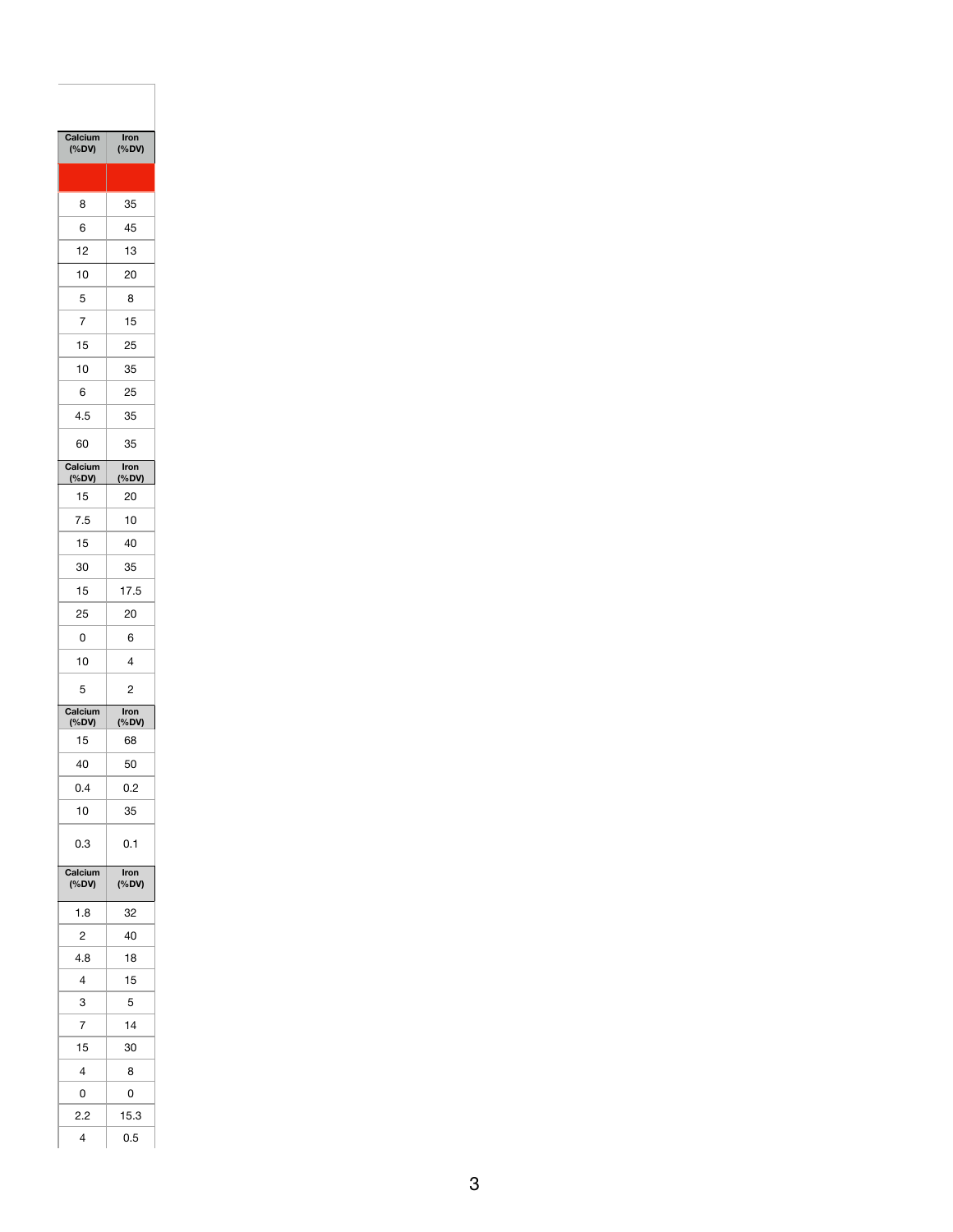| Calcium (%DV) | Iron (%DV) |
|---|---|
| | |
| 8 | 35 |
| 6 | 45 |
| 12 | 13 |
| 10 | 20 |
| 5 | 8 |
| 7 | 15 |
| 15 | 25 |
| 10 | 35 |
| 6 | 25 |
| 4.5 | 35 |
| 60 | 35 |

| Calcium (%DV) | Iron (%DV) |
|---|---|
| 15 | 20 |
| 7.5 | 10 |
| 15 | 40 |
| 30 | 35 |
| 15 | 17.5 |
| 25 | 20 |
| 0 | 6 |
| 10 | 4 |
| 5 | 2 |

| Calcium (%DV) | Iron (%DV) |
|---|---|
| 15 | 68 |
| 40 | 50 |
| 0.4 | 0.2 |
| 10 | 35 |
| 0.3 | 0.1 |

| Calcium (%DV) | Iron (%DV) |
|---|---|
| 1.8 | 32 |
| 2 | 40 |
| 4.8 | 18 |
| 4 | 15 |
| 3 | 5 |
| 7 | 14 |
| 15 | 30 |
| 4 | 8 |
| 0 | 0 |
| 2.2 | 15.3 |
| 4 | 0.5 |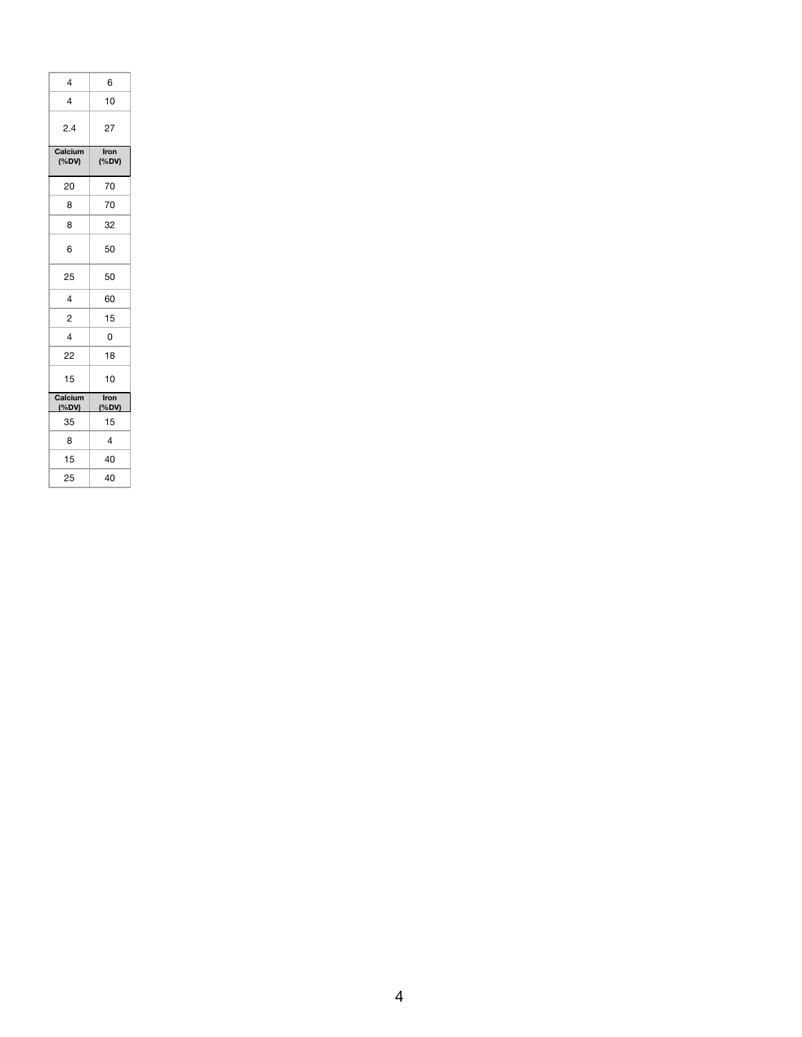| | |
|---|---|
| 4 | 6 |
| 4 | 10 |
| 2.4 | 27 |
| **Calcium (%DV)** | **Iron (%DV)** |
| 20 | 70 |
| 8 | 70 |
| 8 | 32 |
| 6 | 50 |
| 25 | 50 |
| 4 | 60 |
| 2 | 15 |
| 4 | 0 |
| 22 | 18 |
| 15 | 10 |
| **Calcium (%DV)** | **Iron (%DV)** |
| 35 | 15 |
| 8 | 4 |
| 15 | 40 |
| 25 | 40 |